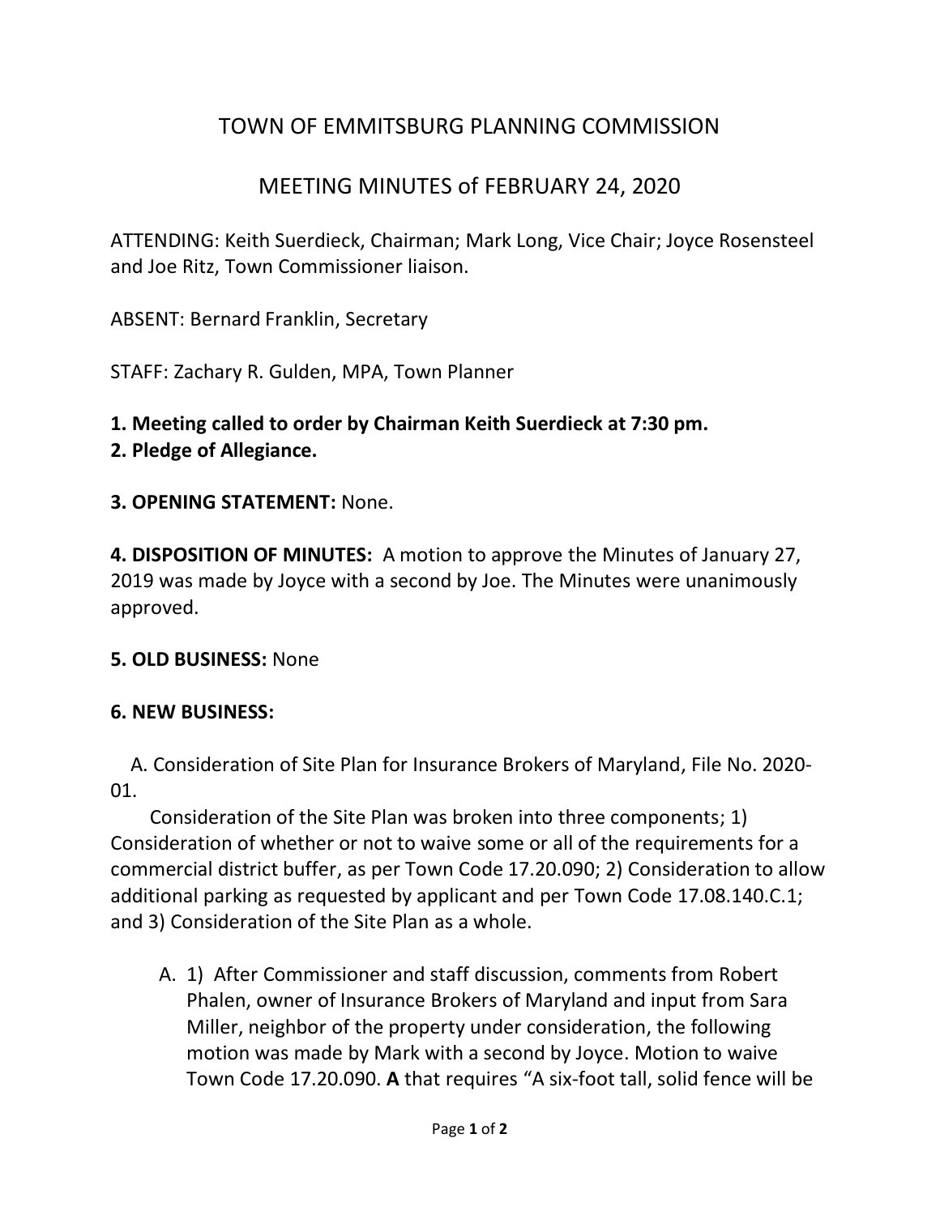# TOWN OF EMMITSBURG PLANNING COMMISSION

## MEETING MINUTES of FEBRUARY 24, 2020

ATTENDING: Keith Suerdieck, Chairman; Mark Long, Vice Chair; Joyce Rosensteel and Joe Ritz, Town Commissioner liaison.

ABSENT: Bernard Franklin, Secretary

STAFF: Zachary R. Gulden, MPA, Town Planner

**1. Meeting called to order by Chairman Keith Suerdieck at 7:30 pm.**
**2. Pledge of Allegiance.**

**3. OPENING STATEMENT:** None.

**4. DISPOSITION OF MINUTES:** A motion to approve the Minutes of January 27, 2019 was made by Joyce with a second by Joe. The Minutes were unanimously approved.

**5. OLD BUSINESS:** None

**6. NEW BUSINESS:**

A. Consideration of Site Plan for Insurance Brokers of Maryland, File No. 2020-01.

Consideration of the Site Plan was broken into three components; 1) Consideration of whether or not to waive some or all of the requirements for a commercial district buffer, as per Town Code 17.20.090; 2) Consideration to allow additional parking as requested by applicant and per Town Code 17.08.140.C.1; and 3) Consideration of the Site Plan as a whole.

A. 1) After Commissioner and staff discussion, comments from Robert Phalen, owner of Insurance Brokers of Maryland and input from Sara Miller, neighbor of the property under consideration, the following motion was made by Mark with a second by Joyce. Motion to waive Town Code 17.20.090. **A** that requires "A six-foot tall, solid fence will be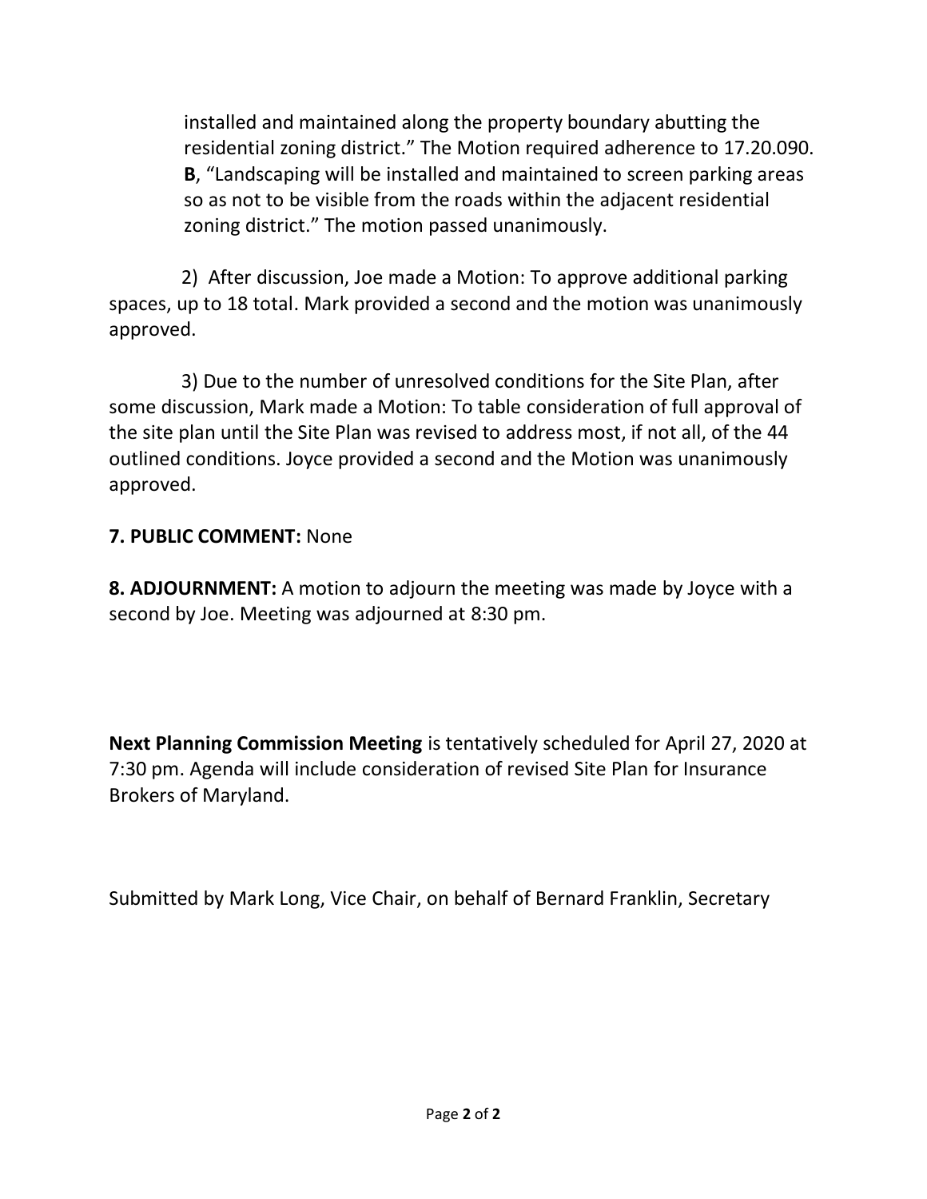installed and maintained along the property boundary abutting the residential zoning district." The Motion required adherence to 17.20.090. **B**, "Landscaping will be installed and maintained to screen parking areas so as not to be visible from the roads within the adjacent residential zoning district." The motion passed unanimously.

2) After discussion, Joe made a Motion: To approve additional parking spaces, up to 18 total. Mark provided a second and the motion was unanimously approved.

3) Due to the number of unresolved conditions for the Site Plan, after some discussion, Mark made a Motion: To table consideration of full approval of the site plan until the Site Plan was revised to address most, if not all, of the 44 outlined conditions. Joyce provided a second and the Motion was unanimously approved.

**7. PUBLIC COMMENT:** None

**8. ADJOURNMENT:** A motion to adjourn the meeting was made by Joyce with a second by Joe. Meeting was adjourned at 8:30 pm.

**Next Planning Commission Meeting** is tentatively scheduled for April 27, 2020 at 7:30 pm. Agenda will include consideration of revised Site Plan for Insurance Brokers of Maryland.

Submitted by Mark Long, Vice Chair, on behalf of Bernard Franklin, Secretary